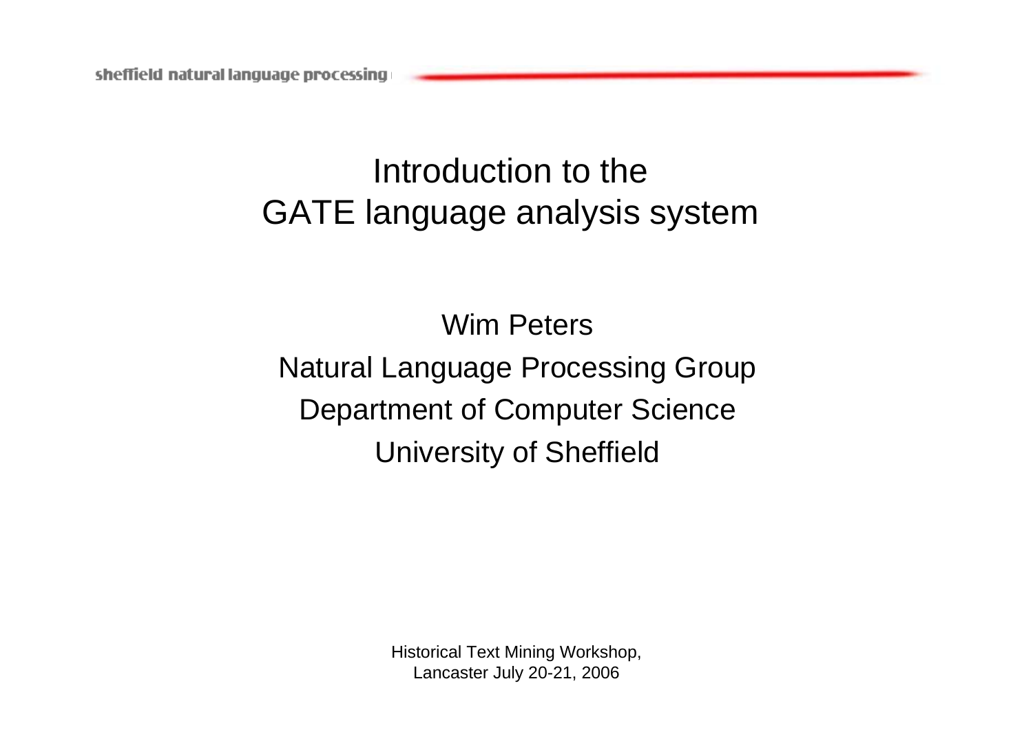# Introduction to the GATE language analysis system

Wim Peters

Natural Language Processing Group

Department of Computer Science

University of Sheffield

Historical Text Mining Workshop,
Lancaster July 20-21, 2006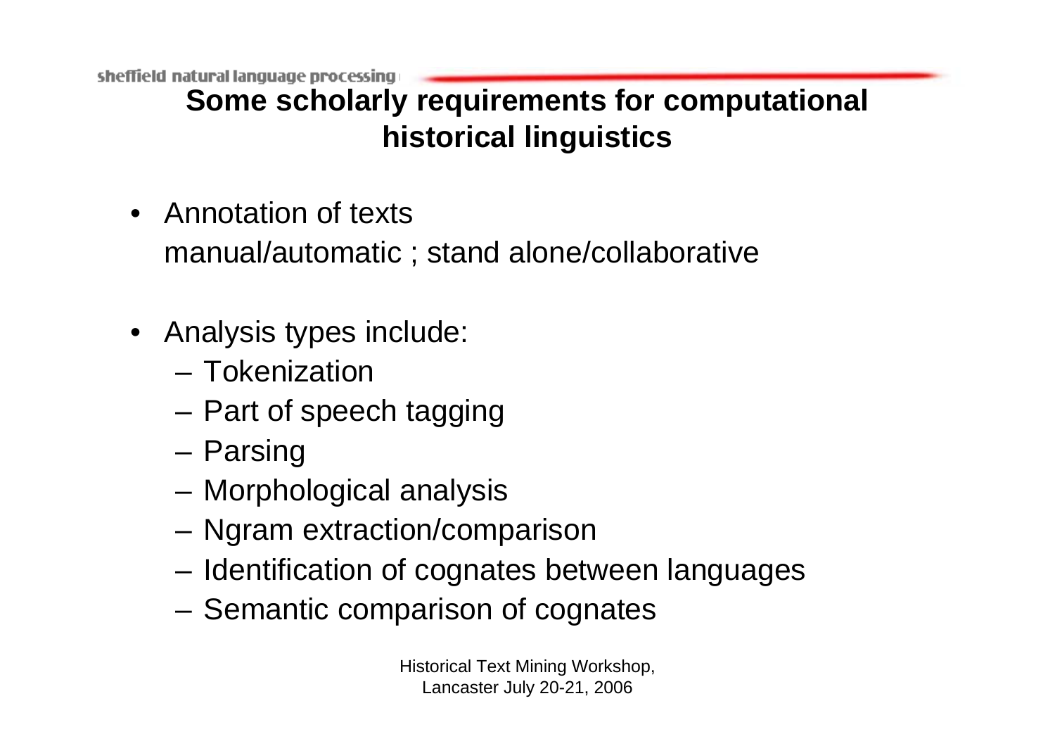## Some scholarly requirements for computational historical linguistics

- Annotation of texts
  manual/automatic ; stand alone/collaborative

- Analysis types include:
  - Tokenization
  - Part of speech tagging
  - Parsing
  - Morphological analysis
  - Ngram extraction/comparison
  - Identification of cognates between languages
  - Semantic comparison of cognates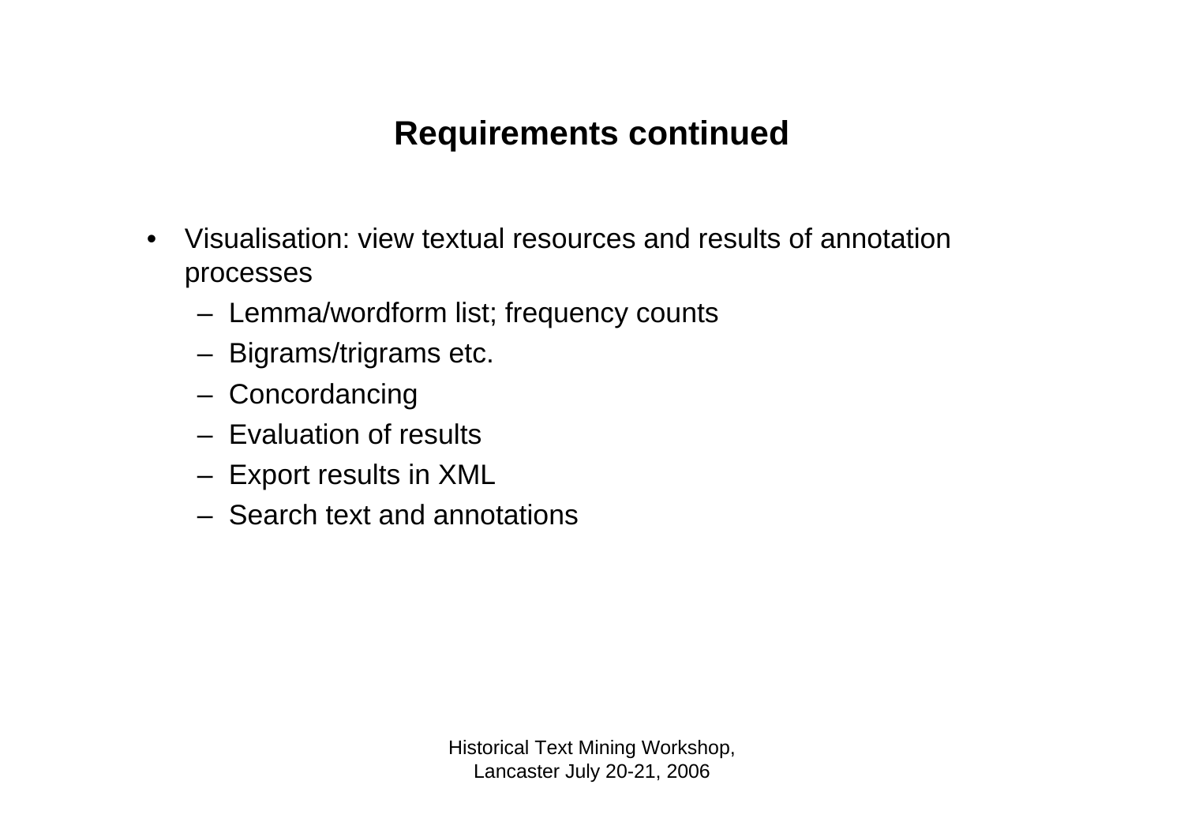# Requirements continued

- Visualisation: view textual resources and results of annotation processes
  - Lemma/wordform list; frequency counts
  - Bigrams/trigrams etc.
  - Concordancing
  - Evaluation of results
  - Export results in XML
  - Search text and annotations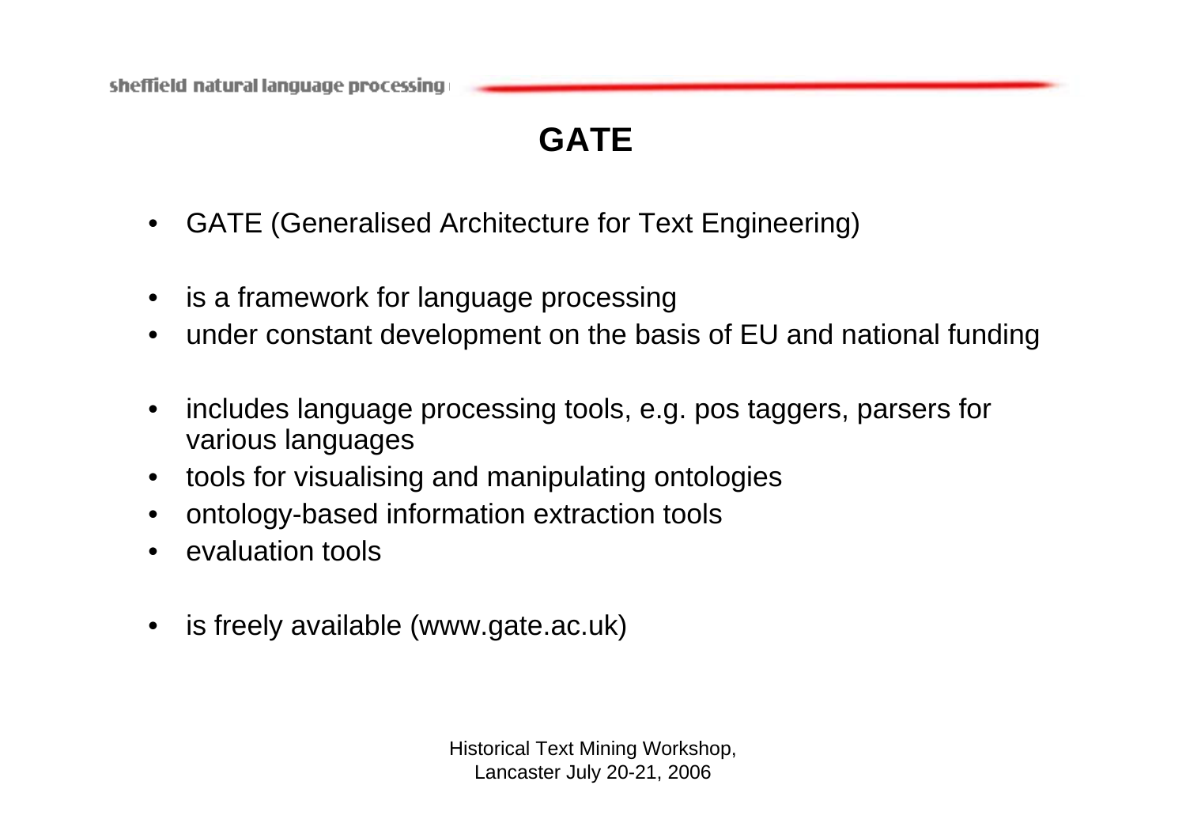# GATE

- GATE (Generalised Architecture for Text Engineering)

- is a framework for language processing
- under constant development on the basis of EU and national funding

- includes language processing tools, e.g. pos taggers, parsers for various languages
- tools for visualising and manipulating ontologies
- ontology-based information extraction tools
- evaluation tools

- is freely available (www.gate.ac.uk)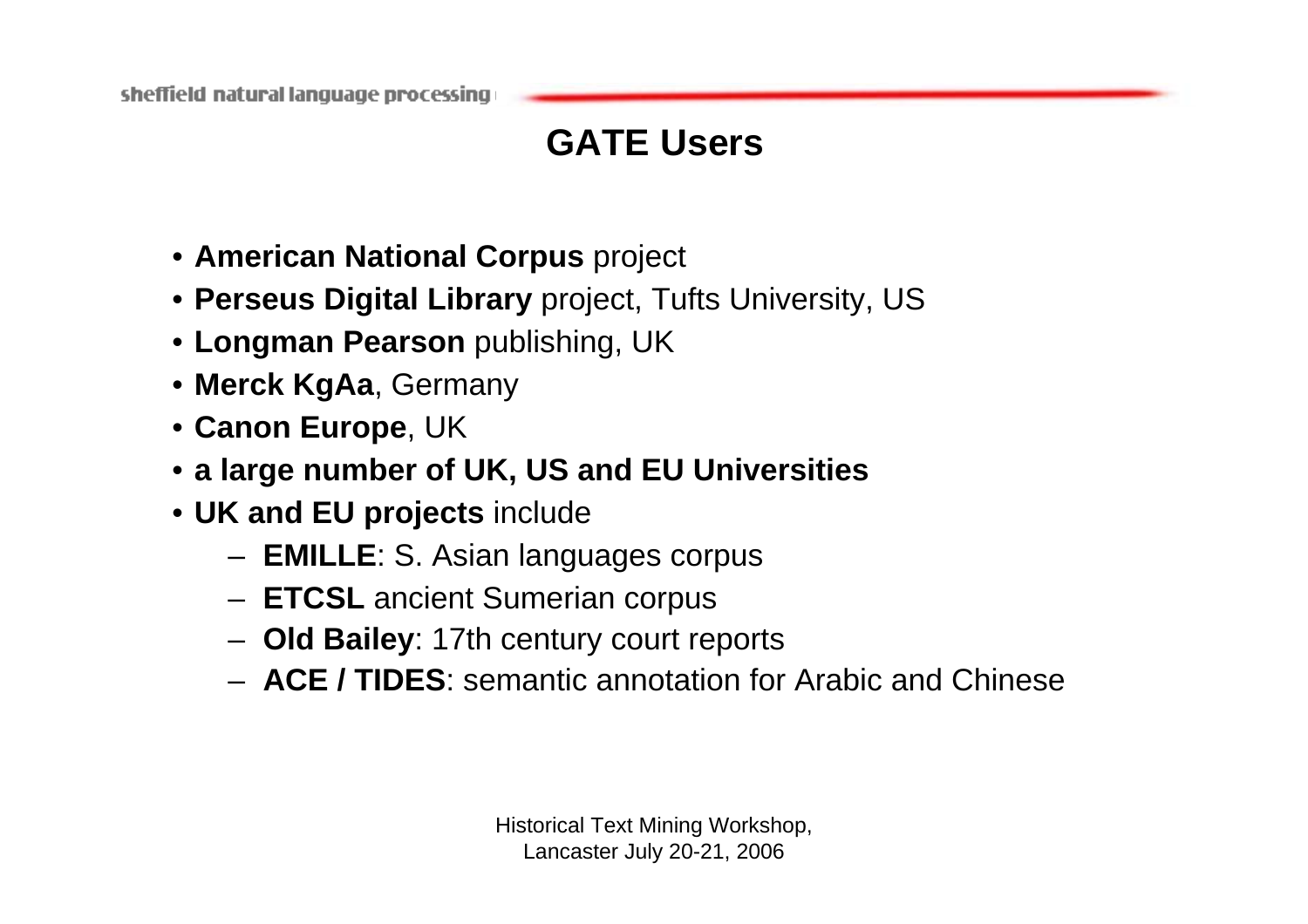# GATE Users

- **American National Corpus** project
- **Perseus Digital Library** project, Tufts University, US
- **Longman Pearson** publishing, UK
- **Merck KgAa**, Germany
- **Canon Europe**, UK
- **a large number of UK, US and EU Universities**
- **UK and EU projects** include
  - **EMILLE**: S. Asian languages corpus
  - **ETCSL** ancient Sumerian corpus
  - **Old Bailey**: 17th century court reports
  - **ACE / TIDES**: semantic annotation for Arabic and Chinese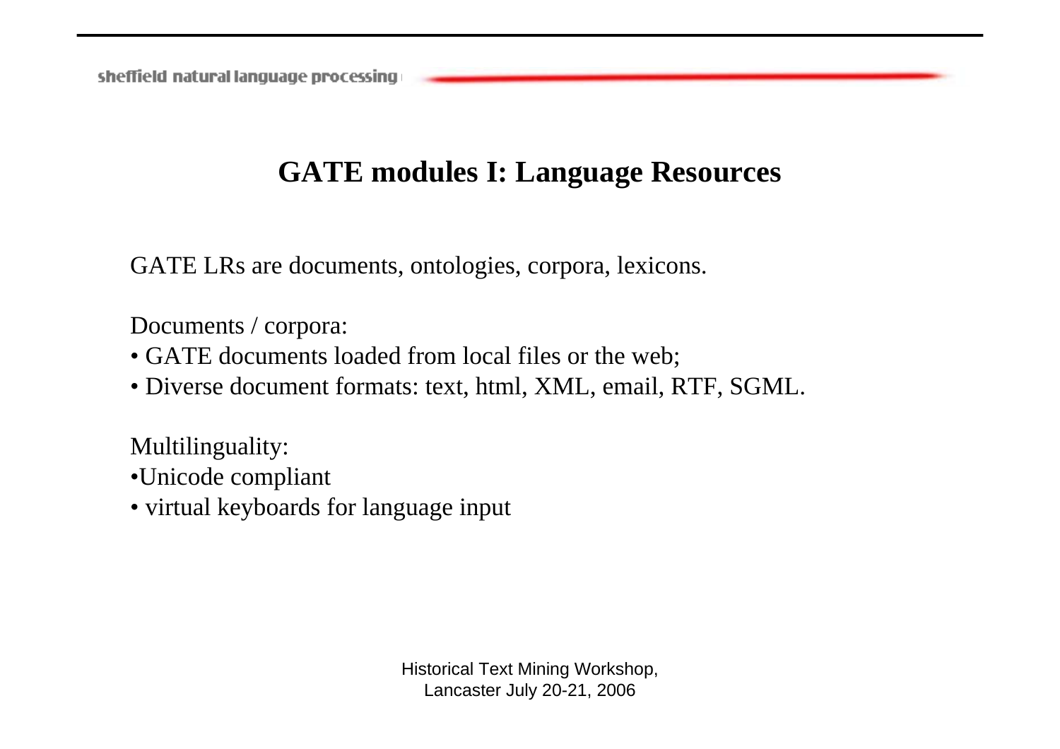# GATE modules I: Language Resources

GATE LRs are documents, ontologies, corpora, lexicons.

Documents / corpora:

- GATE documents loaded from local files or the web;
- Diverse document formats: text, html, XML, email, RTF, SGML.

Multilinguality:

- Unicode compliant
- virtual keyboards for language input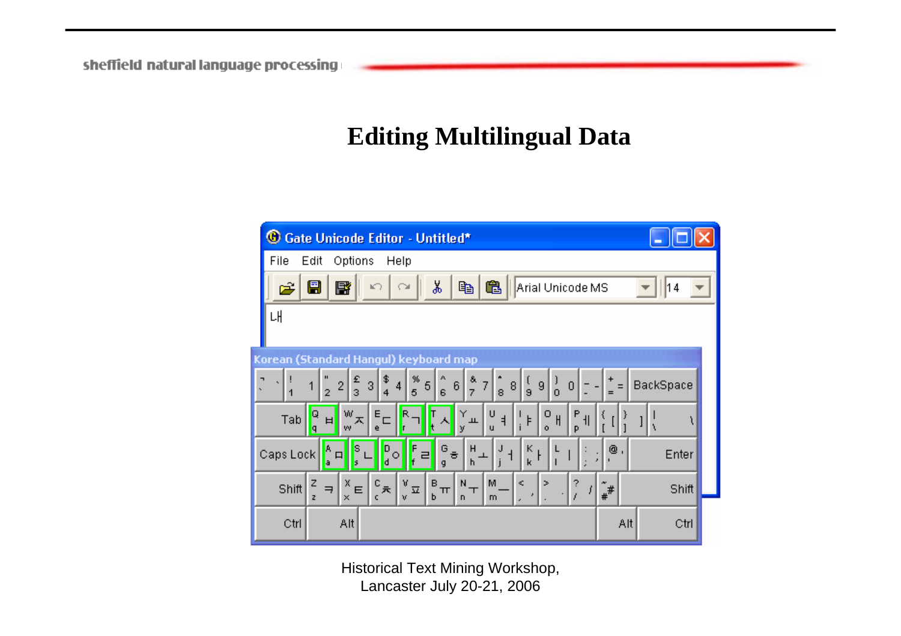# Editing Multilingual Data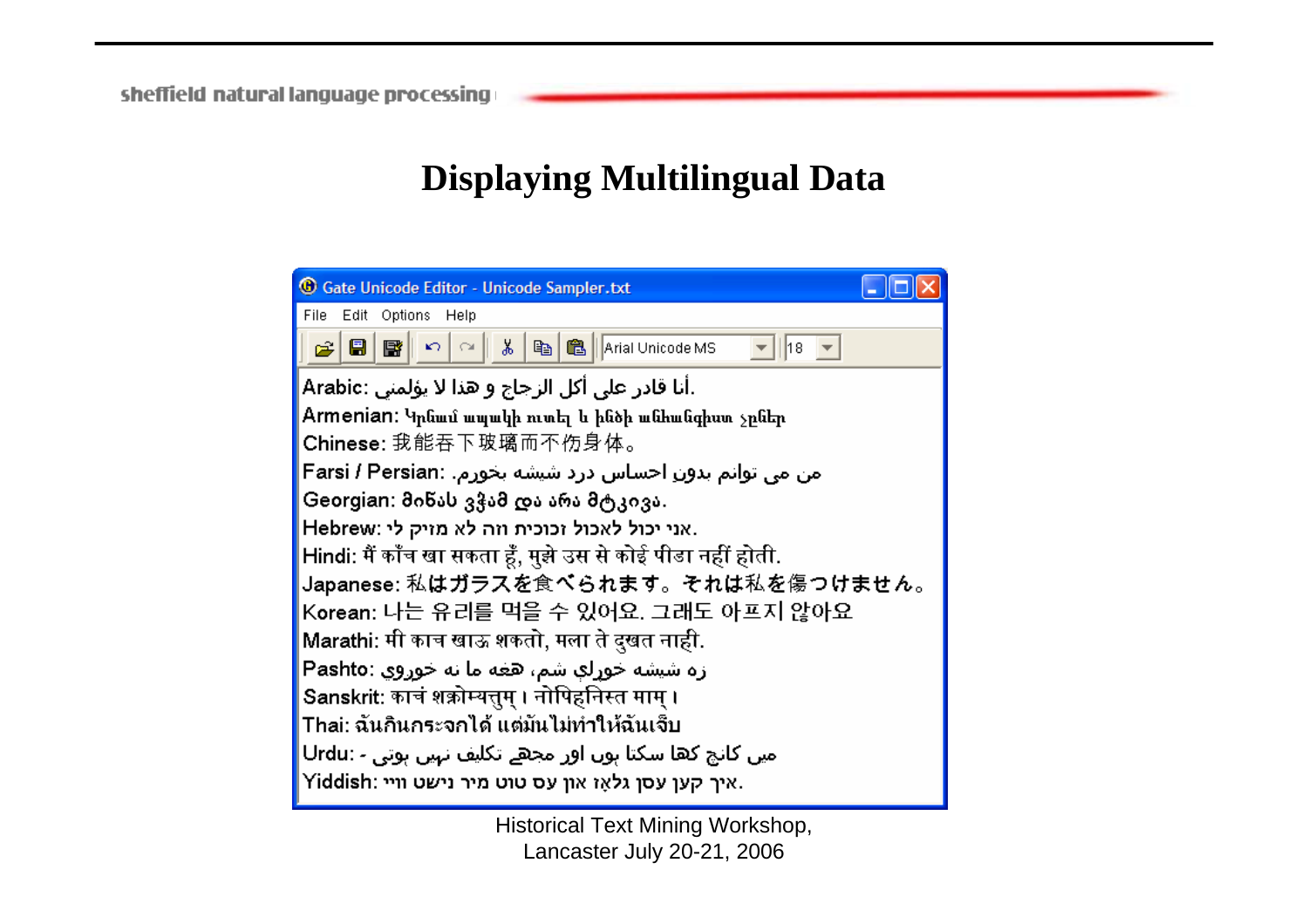# Displaying Multilingual Data

Gate Unicode Editor - Unicode Sampler.txt

File Edit Options Help

Arial Unicode MS 18

Arabic: أنا قادر على أكل الزجاج و هذا لا يؤلمني.

Armenian: Կրնամ ապակի ուտել և ինծի անհանգիստ չըներ

Chinese: 我能吞下玻璃而不伤身体。

Farsi / Persian: .من می توانم بدون احساس درد شيشه بخورم

Georgian: მინას ვჭამ და არა მტკივა.

Hebrew: אני יכול לאכול זכוכית וזה לא מזיק לי.

Hindi: मैं काँच खा सकता हूँ, मुझे उस से कोई पीडा नहीं होती.

Japanese: 私はガラスを食べられます。それは私を傷つけません。

Korean: 나는 유리를 먹을 수 있어요. 그래도 아프지 않아요

Marathi: मी काच खाऊ शकतो, मला ते दुखत नाही.

Pashto: زه شيشه خوړلې شم، هغه ما نه خوږوي

Sanskrit: काचं शक्नोम्यत्तुम् । नोपिहिनस्ति माम् ॥

Thai: ฉันกินกระจกได้ แต่มันไม่ทำให้ฉันเจ็บ

Urdu: میں کانچ کھا سکتا ہوں اور مجھے تکلیف نہیں ہوتی ۔

Yiddish: איך קען עסן גלאָז און עס טוט מיר נישט װײ.

Historical Text Mining Workshop, Lancaster July 20-21, 2006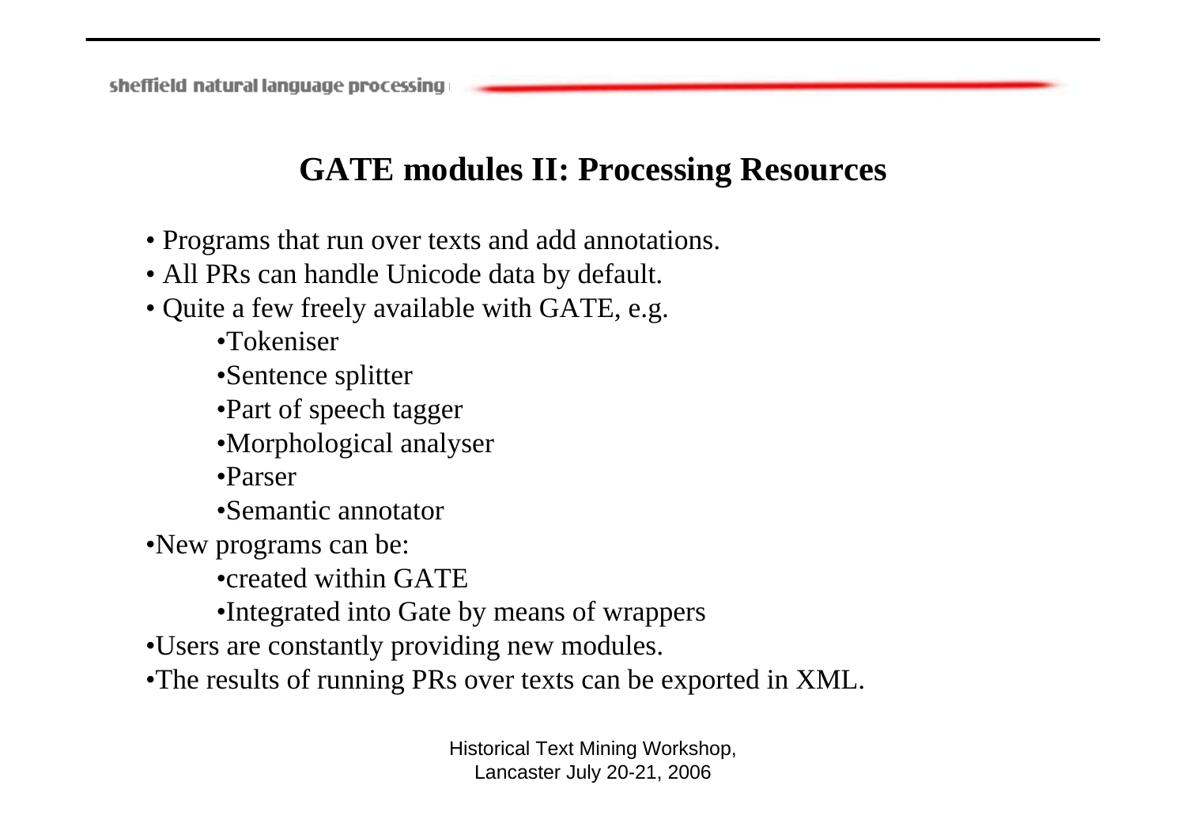## GATE modules II: Processing Resources

- Programs that run over texts and add annotations.
- All PRs can handle Unicode data by default.
- Quite a few freely available with GATE, e.g.
  - Tokeniser
  - Sentence splitter
  - Part of speech tagger
  - Morphological analyser
  - Parser
  - Semantic annotator
- New programs can be:
  - created within GATE
  - Integrated into Gate by means of wrappers
- Users are constantly providing new modules.
- The results of running PRs over texts can be exported in XML.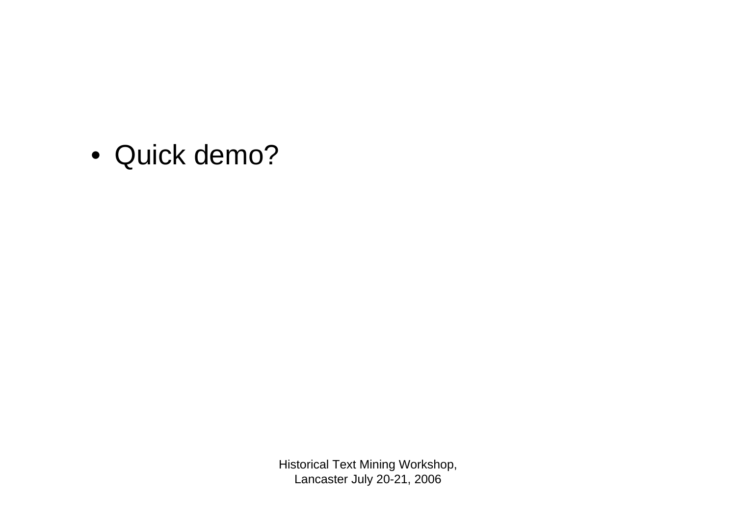- Quick demo?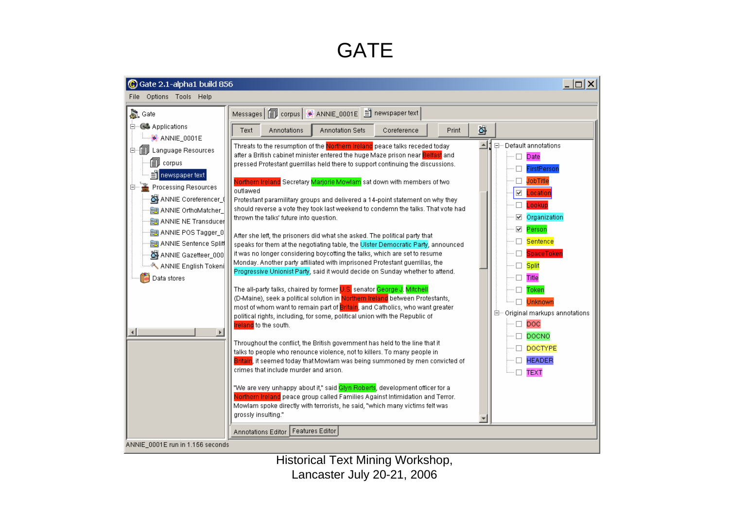# GATE

Gate 2.1-alpha1 build 856

File Options Tools Help

- Gate
  - Applications
    - ANNIE_0001E
  - Language Resources
    - corpus
    - newspaper text
  - Processing Resources
    - ANNIE Coreferencer_(
    - ANNIE OrthoMatcher_
    - ANNIE NE Transducer
    - ANNIE POS Tagger_0
    - ANNIE Sentence Split
    - ANNIE Gazetteer_000
    - ANNIE English Tokeni
  - Data stores

Messages | corpus | ANNIE_0001E | newspaper text

Text | Annotations | Annotation Sets | Coreference | Print

Threats to the resumption of the Northern Ireland peace talks receded today after a British cabinet minister entered the huge Maze prison near Belfast and pressed Protestant guerrillas held there to support continuing the discussions.

Northern Ireland Secretary Marjorie Mowlam sat down with members of two outlawed Protestant paramilitary groups and delivered a 14-point statement on why they should reverse a vote they took last weekend to condemn the talks. That vote had thrown the talks' future into question.

After she left, the prisoners did what she asked. The political party that speaks for them at the negotiating table, the Ulster Democratic Party, announced it was no longer considering boycotting the talks, which are set to resume Monday. Another party affiliated with imprisoned Protestant guerrillas, the Progressive Unionist Party, said it would decide on Sunday whether to attend.

The all-party talks, chaired by former U.S. senator George J. Mitchell (D-Maine), seek a political solution in Northern Ireland between Protestants, most of whom want to remain part of Britain, and Catholics, who want greater political rights, including, for some, political union with the Republic of Ireland to the south.

Throughout the conflict, the British government has held to the line that it talks to people who renounce violence, not to killers. To many people in Britain, it seemed today that Mowlam was being summoned by men convicted of crimes that include murder and arson.

"We are very unhappy about it," said Glyn Roberts, development officer for a Northern Ireland peace group called Families Against Intimidation and Terror. Mowlam spoke directly with terrorists, he said, "which many victims felt was grossly insulting."

- Default annotations
  - Date
  - FirstPerson
  - JobTitle
  - Location
  - Lookup
  - Organization
  - Person
  - Sentence
  - SpaceToken
  - Split
  - Title
  - Token
  - Unknown
- Original markups annotations
  - DOC
  - DOCNO
  - DOCTYPE
  - HEADER
  - TEXT

Annotations Editor | Features Editor

ANNIE_0001E run in 1.156 seconds

Historical Text Mining Workshop,
Lancaster July 20-21, 2006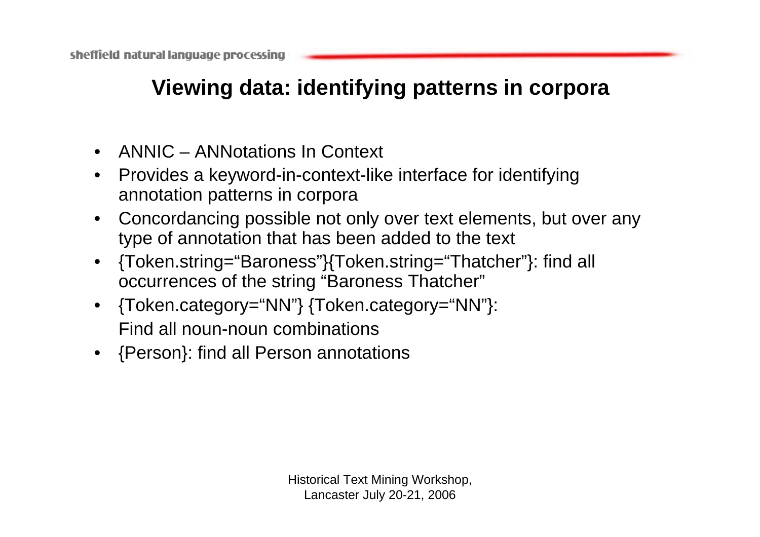## Viewing data: identifying patterns in corpora

- ANNIC – ANNotations In Context
- Provides a keyword-in-context-like interface for identifying annotation patterns in corpora
- Concordancing possible not only over text elements, but over any type of annotation that has been added to the text
- {Token.string="Baroness"}{Token.string="Thatcher"}: find all occurrences of the string "Baroness Thatcher"
- {Token.category="NN"} {Token.category="NN"}:
  Find all noun-noun combinations
- {Person}: find all Person annotations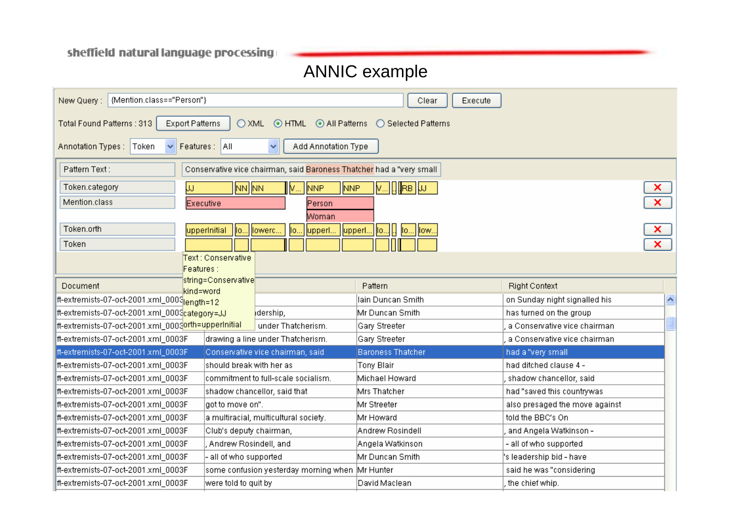# ANNIC example

New Query : {Mention.class=="Person"} | Clear | Execute

Total Found Patterns : 313 | Export Patterns | XML | HTML | All Patterns | Selected Patterns

Annotation Types : Token | Features : All | Add Annotation Type

Pattern Text : Conservative vice chairman, said Baroness Thatcher had a "very small

| | |
|---|---|
| Token.category | JJ, NN, NN, V..., NNP, NNP, V..., RB, JJ |
| Mention.class | Executive, Person, Woman |
| Token.orth | upperInitial, lo..., lowerc..., lo..., upperI..., upperI..., lo..., lo..., low... |
| Token | |

Text : Conservative
Features :
string=Conservative
kind=word
length=12
category=JJ
orth=upperInitial

| Document | Left Context | Pattern | Right Context |
|---|---|---|---|
| ft-extremists-07-oct-2001.xml_0003F | | Iain Duncan Smith | on Sunday night signalled his |
| ft-extremists-07-oct-2001.xml_0003F | ...dership, | Mr Duncan Smith | has turned on the group |
| ft-extremists-07-oct-2001.xml_0003F | under Thatcherism. | Gary Streeter | , a Conservative vice chairman |
| ft-extremists-07-oct-2001.xml_0003F | drawing a line under Thatcherism. | Gary Streeter | , a Conservative vice chairman |
| ft-extremists-07-oct-2001.xml_0003F | Conservative vice chairman, said | Baroness Thatcher | had a "very small |
| ft-extremists-07-oct-2001.xml_0003F | should break with her as | Tony Blair | had ditched clause 4 - |
| ft-extremists-07-oct-2001.xml_0003F | commitment to full-scale socialism. | Michael Howard | , shadow chancellor, said |
| ft-extremists-07-oct-2001.xml_0003F | shadow chancellor, said that | Mrs Thatcher | had "saved this countrywas |
| ft-extremists-07-oct-2001.xml_0003F | got to move on". | Mr Streeter | also presaged the move against |
| ft-extremists-07-oct-2001.xml_0003F | a multiracial, multicultural society. | Mr Howard | told the BBC's On |
| ft-extremists-07-oct-2001.xml_0003F | Club's deputy chairman, | Andrew Rosindell | , and Angela Watkinson - |
| ft-extremists-07-oct-2001.xml_0003F | , Andrew Rosindell, and | Angela Watkinson | - all of who supported |
| ft-extremists-07-oct-2001.xml_0003F | - all of who supported | Mr Duncan Smith | 's leadership bid - have |
| ft-extremists-07-oct-2001.xml_0003F | some confusion yesterday morning when | Mr Hunter | said he was "considering |
| ft-extremists-07-oct-2001.xml_0003F | were told to quit by | David Maclean | , the chief whip. |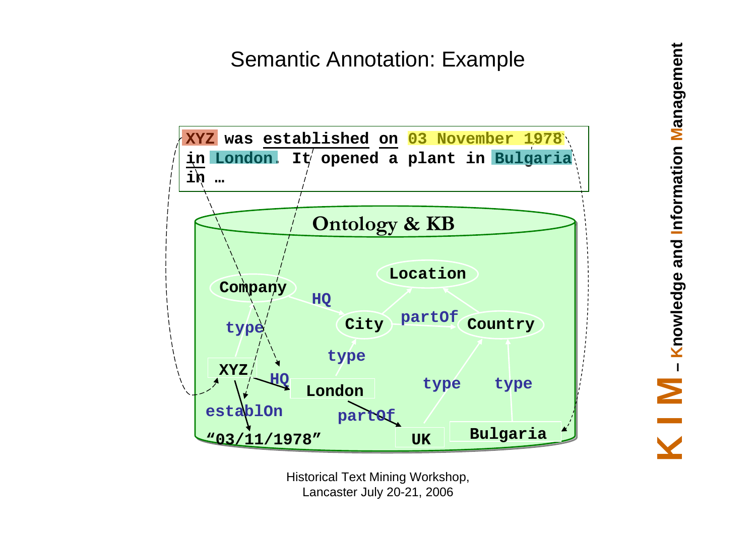# Semantic Annotation: Example

XYZ was established on 03 November 1978 in London. It opened a plant in Bulgaria in …

**Ontology & KB**

- Company —HQ→ City
- City —partOf→ Country
- City → Location
- Country → Location
- XYZ —type→ Company
- XYZ —HQ→ London
- XYZ —establOn→ "03/11/1978"
- London —type→ City
- London —partOf→ UK
- UK —type→ Country
- Bulgaria —type→ Country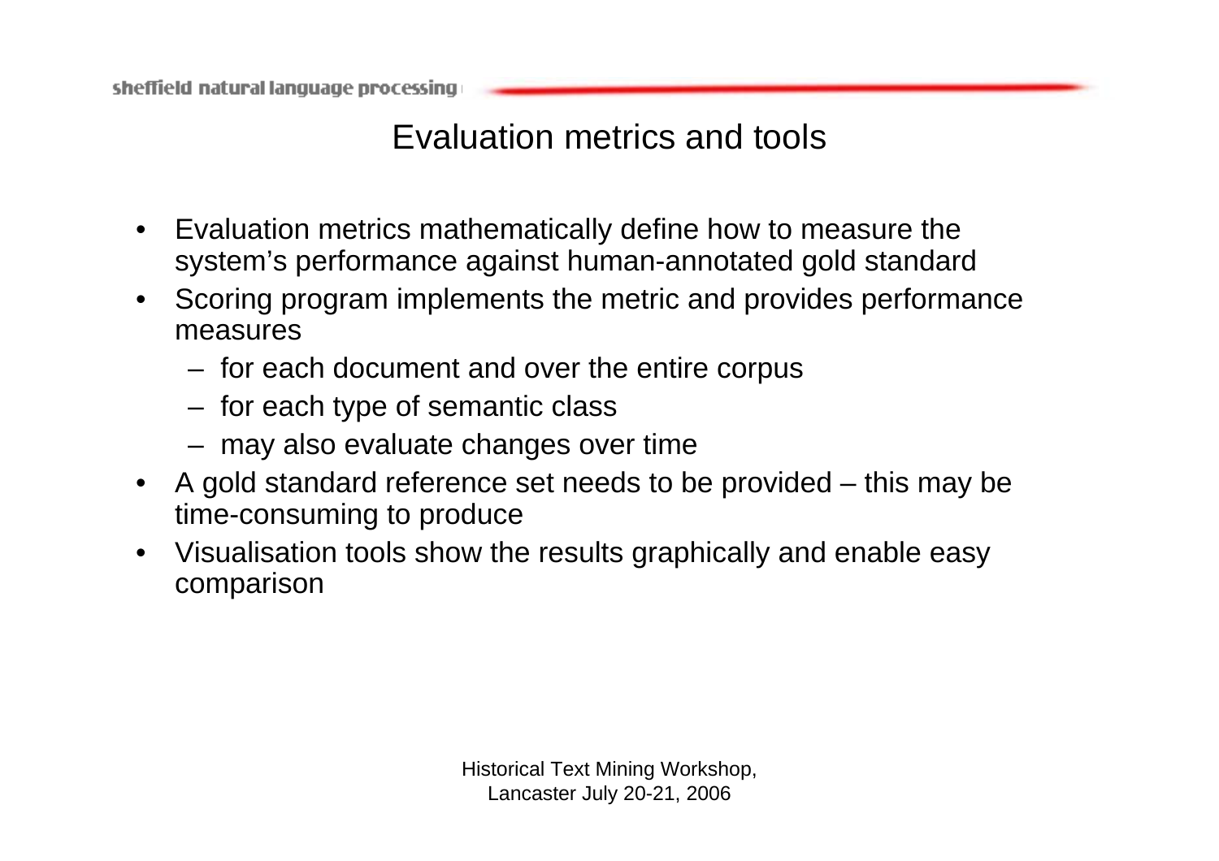# Evaluation metrics and tools

- Evaluation metrics mathematically define how to measure the system's performance against human-annotated gold standard
- Scoring program implements the metric and provides performance measures
  - for each document and over the entire corpus
  - for each type of semantic class
  - may also evaluate changes over time
- A gold standard reference set needs to be provided – this may be time-consuming to produce
- Visualisation tools show the results graphically and enable easy comparison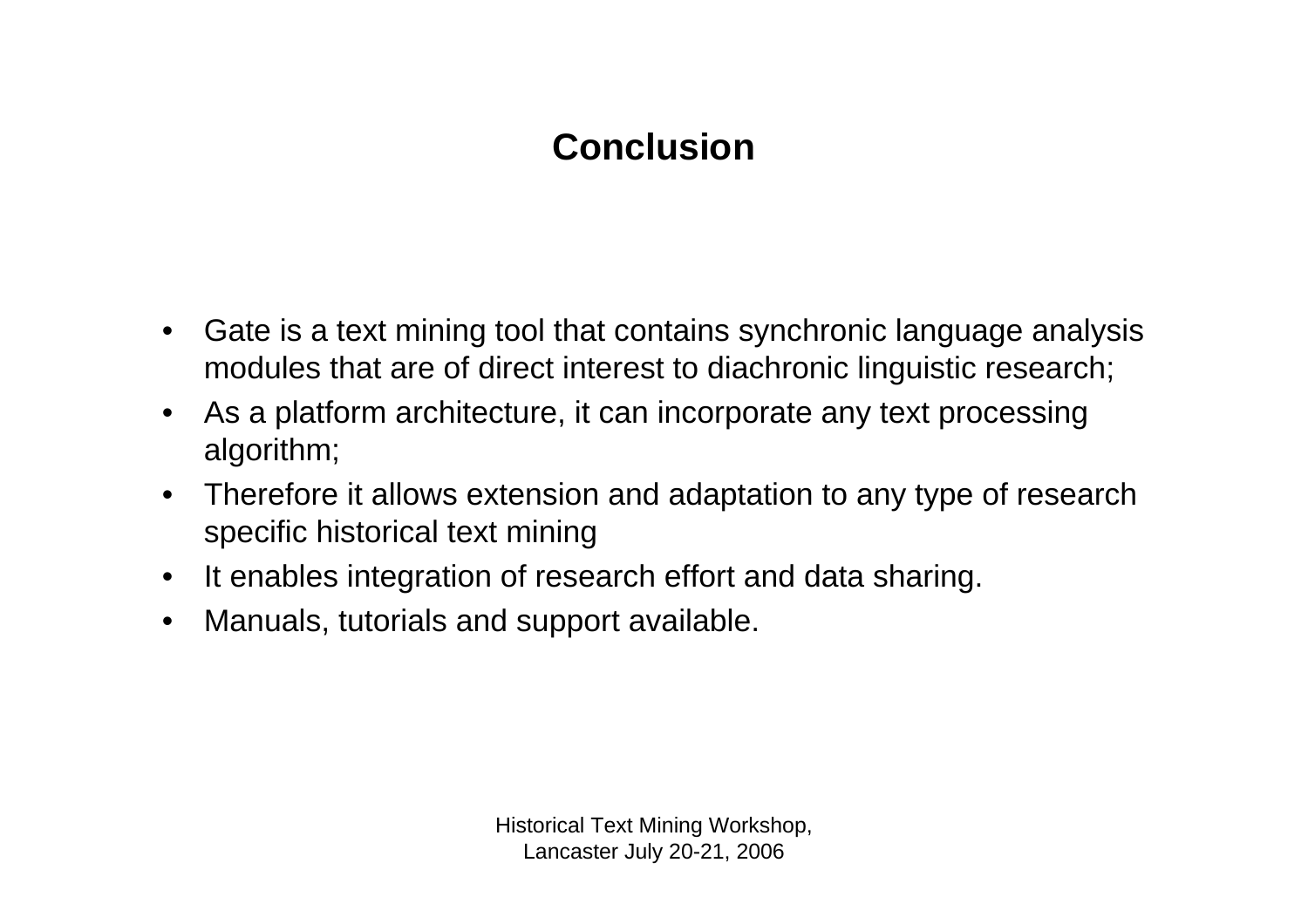# Conclusion

- Gate is a text mining tool that contains synchronic language analysis modules that are of direct interest to diachronic linguistic research;
- As a platform architecture, it can incorporate any text processing algorithm;
- Therefore it allows extension and adaptation to any type of research specific historical text mining
- It enables integration of research effort and data sharing.
- Manuals, tutorials and support available.